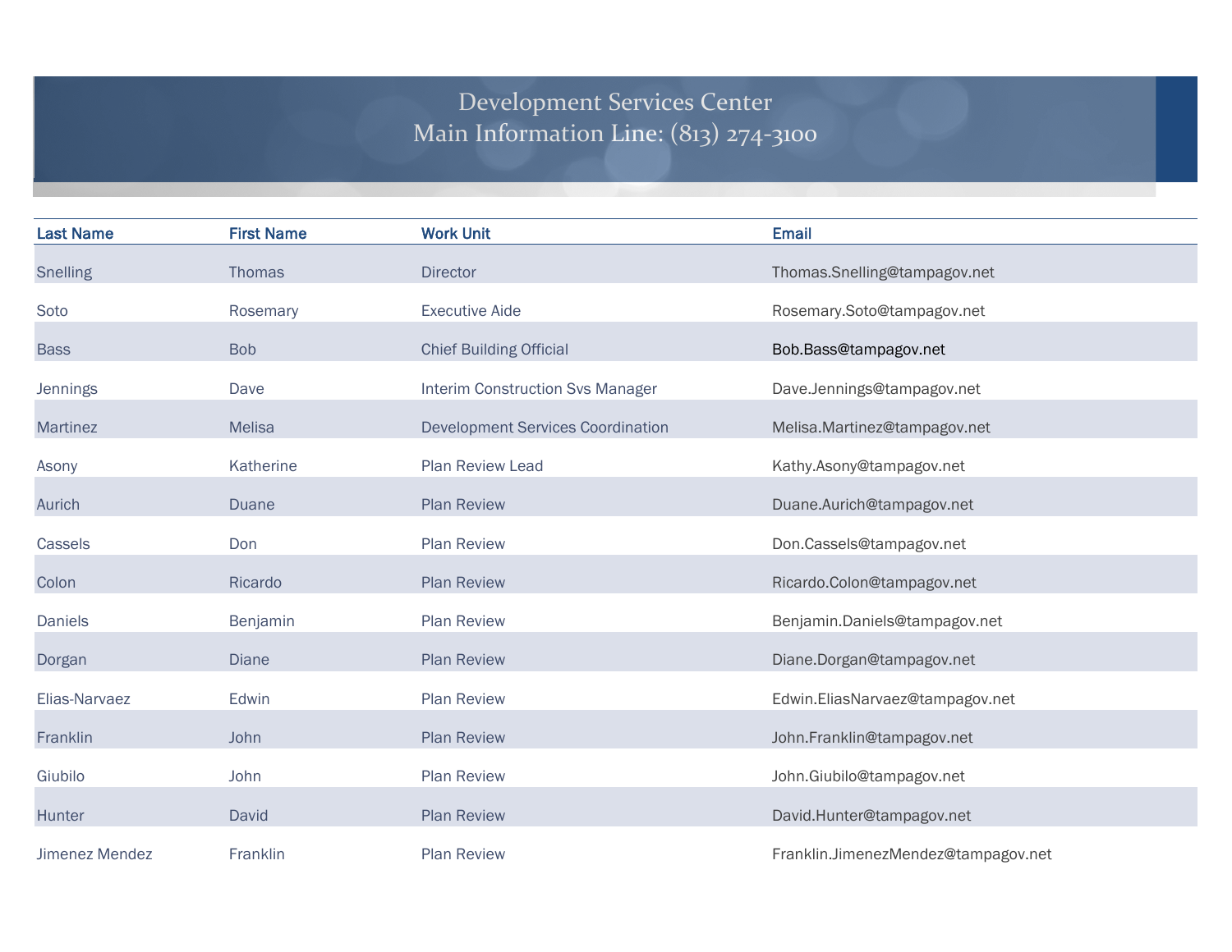# Development Services Center
## Main Information Line: (813) 274-3100

| Last Name | First Name | Work Unit | Email |
|---|---|---|---|
| Snelling | Thomas | Director | Thomas.Snelling@tampagov.net |
| Soto | Rosemary | Executive Aide | Rosemary.Soto@tampagov.net |
| Bass | Bob | Chief Building Official | Bob.Bass@tampagov.net |
| Jennings | Dave | Interim Construction Svs Manager | Dave.Jennings@tampagov.net |
| Martinez | Melisa | Development Services Coordination | Melisa.Martinez@tampagov.net |
| Asony | Katherine | Plan Review Lead | Kathy.Asony@tampagov.net |
| Aurich | Duane | Plan Review | Duane.Aurich@tampagov.net |
| Cassels | Don | Plan Review | Don.Cassels@tampagov.net |
| Colon | Ricardo | Plan Review | Ricardo.Colon@tampagov.net |
| Daniels | Benjamin | Plan Review | Benjamin.Daniels@tampagov.net |
| Dorgan | Diane | Plan Review | Diane.Dorgan@tampagov.net |
| Elias-Narvaez | Edwin | Plan Review | Edwin.EliasNarvaez@tampagov.net |
| Franklin | John | Plan Review | John.Franklin@tampagov.net |
| Giubilo | John | Plan Review | John.Giubilo@tampagov.net |
| Hunter | David | Plan Review | David.Hunter@tampagov.net |
| Jimenez Mendez | Franklin | Plan Review | Franklin.JimenezMendez@tampagov.net |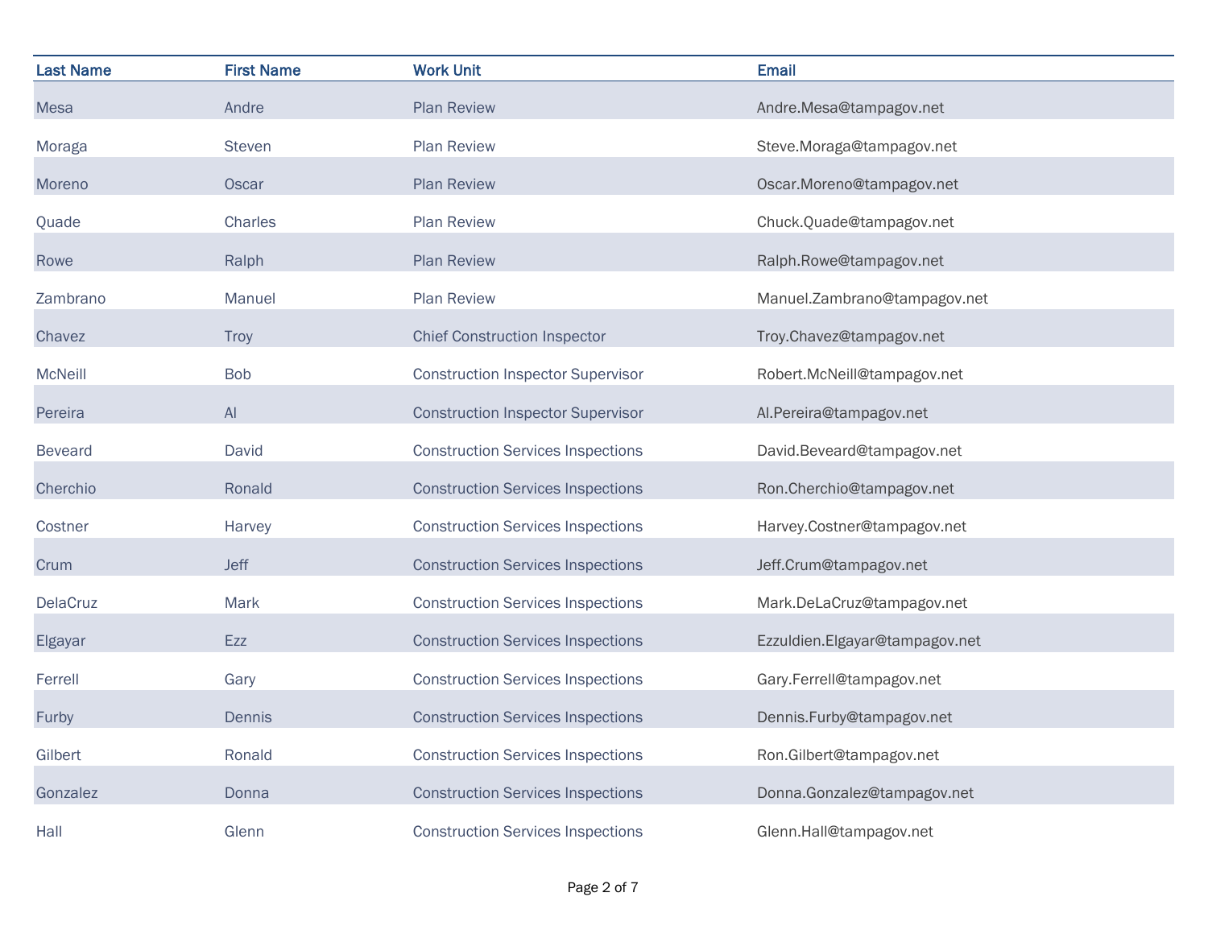| Last Name | First Name | Work Unit | Email |
| --- | --- | --- | --- |
| Mesa | Andre | Plan Review | Andre.Mesa@tampagov.net |
| Moraga | Steven | Plan Review | Steve.Moraga@tampagov.net |
| Moreno | Oscar | Plan Review | Oscar.Moreno@tampagov.net |
| Quade | Charles | Plan Review | Chuck.Quade@tampagov.net |
| Rowe | Ralph | Plan Review | Ralph.Rowe@tampagov.net |
| Zambrano | Manuel | Plan Review | Manuel.Zambrano@tampagov.net |
| Chavez | Troy | Chief Construction Inspector | Troy.Chavez@tampagov.net |
| McNeill | Bob | Construction Inspector Supervisor | Robert.McNeill@tampagov.net |
| Pereira | Al | Construction Inspector Supervisor | Al.Pereira@tampagov.net |
| Beveard | David | Construction Services Inspections | David.Beveard@tampagov.net |
| Cherchio | Ronald | Construction Services Inspections | Ron.Cherchio@tampagov.net |
| Costner | Harvey | Construction Services Inspections | Harvey.Costner@tampagov.net |
| Crum | Jeff | Construction Services Inspections | Jeff.Crum@tampagov.net |
| DelaCruz | Mark | Construction Services Inspections | Mark.DeLaCruz@tampagov.net |
| Elgayar | Ezz | Construction Services Inspections | Ezzuldien.Elgayar@tampagov.net |
| Ferrell | Gary | Construction Services Inspections | Gary.Ferrell@tampagov.net |
| Furby | Dennis | Construction Services Inspections | Dennis.Furby@tampagov.net |
| Gilbert | Ronald | Construction Services Inspections | Ron.Gilbert@tampagov.net |
| Gonzalez | Donna | Construction Services Inspections | Donna.Gonzalez@tampagov.net |
| Hall | Glenn | Construction Services Inspections | Glenn.Hall@tampagov.net |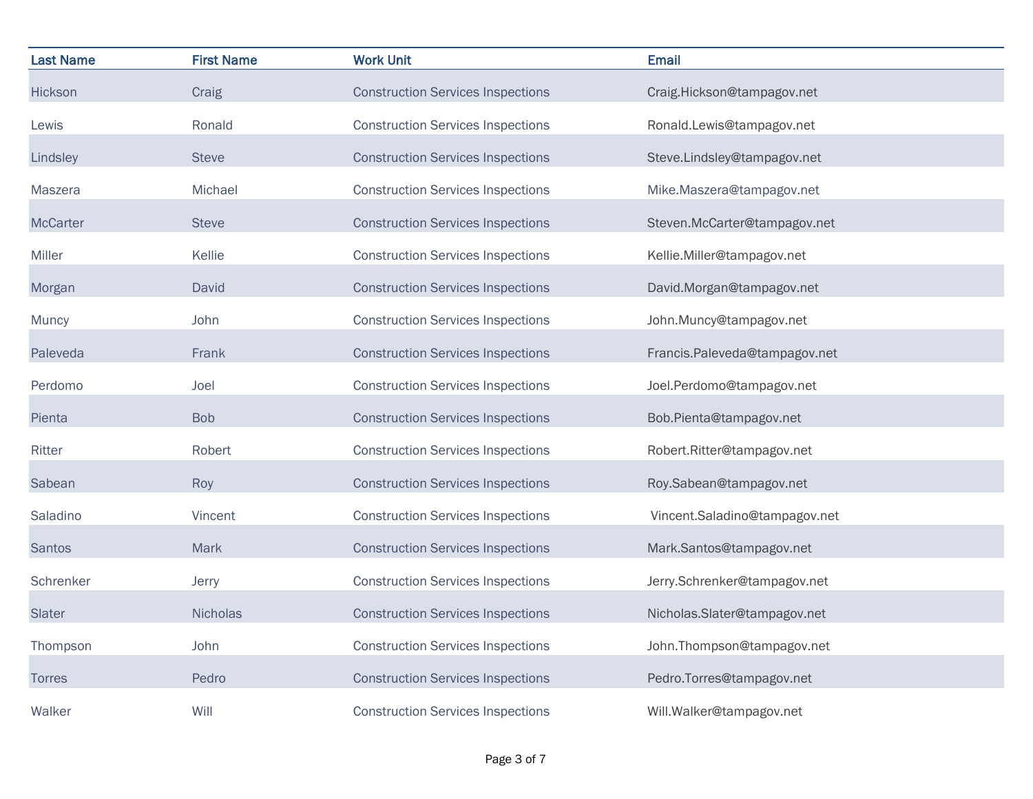| Last Name | First Name | Work Unit | Email |
| --- | --- | --- | --- |
| Hickson | Craig | Construction Services Inspections | Craig.Hickson@tampagov.net |
| Lewis | Ronald | Construction Services Inspections | Ronald.Lewis@tampagov.net |
| Lindsley | Steve | Construction Services Inspections | Steve.Lindsley@tampagov.net |
| Maszera | Michael | Construction Services Inspections | Mike.Maszera@tampagov.net |
| McCarter | Steve | Construction Services Inspections | Steven.McCarter@tampagov.net |
| Miller | Kellie | Construction Services Inspections | Kellie.Miller@tampagov.net |
| Morgan | David | Construction Services Inspections | David.Morgan@tampagov.net |
| Muncy | John | Construction Services Inspections | John.Muncy@tampagov.net |
| Paleveda | Frank | Construction Services Inspections | Francis.Paleveda@tampagov.net |
| Perdomo | Joel | Construction Services Inspections | Joel.Perdomo@tampagov.net |
| Pienta | Bob | Construction Services Inspections | Bob.Pienta@tampagov.net |
| Ritter | Robert | Construction Services Inspections | Robert.Ritter@tampagov.net |
| Sabean | Roy | Construction Services Inspections | Roy.Sabean@tampagov.net |
| Saladino | Vincent | Construction Services Inspections | Vincent.Saladino@tampagov.net |
| Santos | Mark | Construction Services Inspections | Mark.Santos@tampagov.net |
| Schrenker | Jerry | Construction Services Inspections | Jerry.Schrenker@tampagov.net |
| Slater | Nicholas | Construction Services Inspections | Nicholas.Slater@tampagov.net |
| Thompson | John | Construction Services Inspections | John.Thompson@tampagov.net |
| Torres | Pedro | Construction Services Inspections | Pedro.Torres@tampagov.net |
| Walker | Will | Construction Services Inspections | Will.Walker@tampagov.net |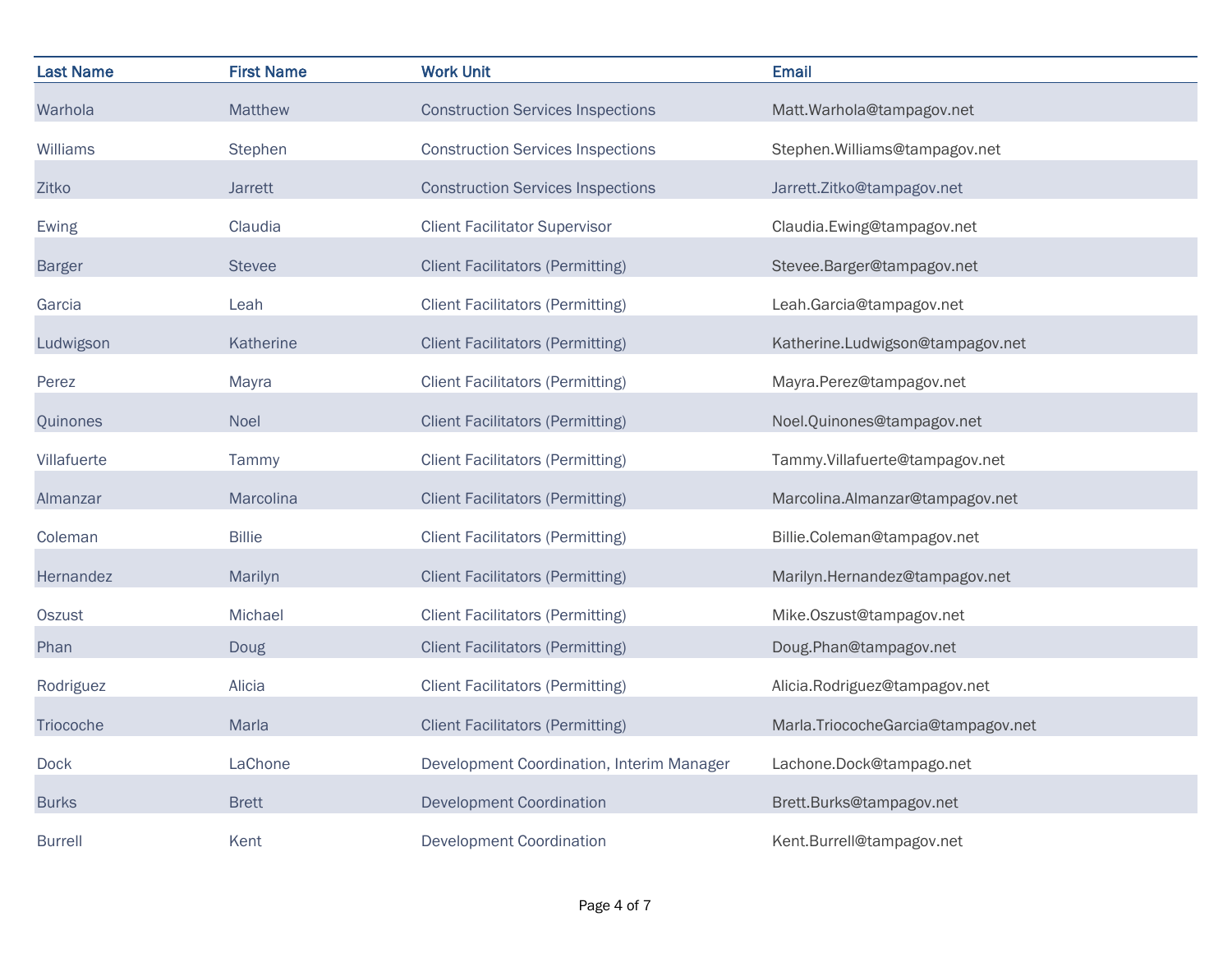| Last Name | First Name | Work Unit | Email |
|---|---|---|---|
| Warhola | Matthew | Construction Services Inspections | Matt.Warhola@tampagov.net |
| Williams | Stephen | Construction Services Inspections | Stephen.Williams@tampagov.net |
| Zitko | Jarrett | Construction Services Inspections | Jarrett.Zitko@tampagov.net |
| Ewing | Claudia | Client Facilitator Supervisor | Claudia.Ewing@tampagov.net |
| Barger | Stevee | Client Facilitators (Permitting) | Stevee.Barger@tampagov.net |
| Garcia | Leah | Client Facilitators (Permitting) | Leah.Garcia@tampagov.net |
| Ludwigson | Katherine | Client Facilitators (Permitting) | Katherine.Ludwigson@tampagov.net |
| Perez | Mayra | Client Facilitators (Permitting) | Mayra.Perez@tampagov.net |
| Quinones | Noel | Client Facilitators (Permitting) | Noel.Quinones@tampagov.net |
| Villafuerte | Tammy | Client Facilitators (Permitting) | Tammy.Villafuerte@tampagov.net |
| Almanzar | Marcolina | Client Facilitators (Permitting) | Marcolina.Almanzar@tampagov.net |
| Coleman | Billie | Client Facilitators (Permitting) | Billie.Coleman@tampagov.net |
| Hernandez | Marilyn | Client Facilitators (Permitting) | Marilyn.Hernandez@tampagov.net |
| Oszust | Michael | Client Facilitators (Permitting) | Mike.Oszust@tampagov.net |
| Phan | Doug | Client Facilitators (Permitting) | Doug.Phan@tampagov.net |
| Rodriguez | Alicia | Client Facilitators (Permitting) | Alicia.Rodriguez@tampagov.net |
| Triocoche | Marla | Client Facilitators (Permitting) | Marla.TriocococheGarcia@tampagov.net |
| Dock | LaChone | Development Coordination, Interim Manager | Lachone.Dock@tampago.net |
| Burks | Brett | Development Coordination | Brett.Burks@tampagov.net |
| Burrell | Kent | Development Coordination | Kent.Burrell@tampagov.net |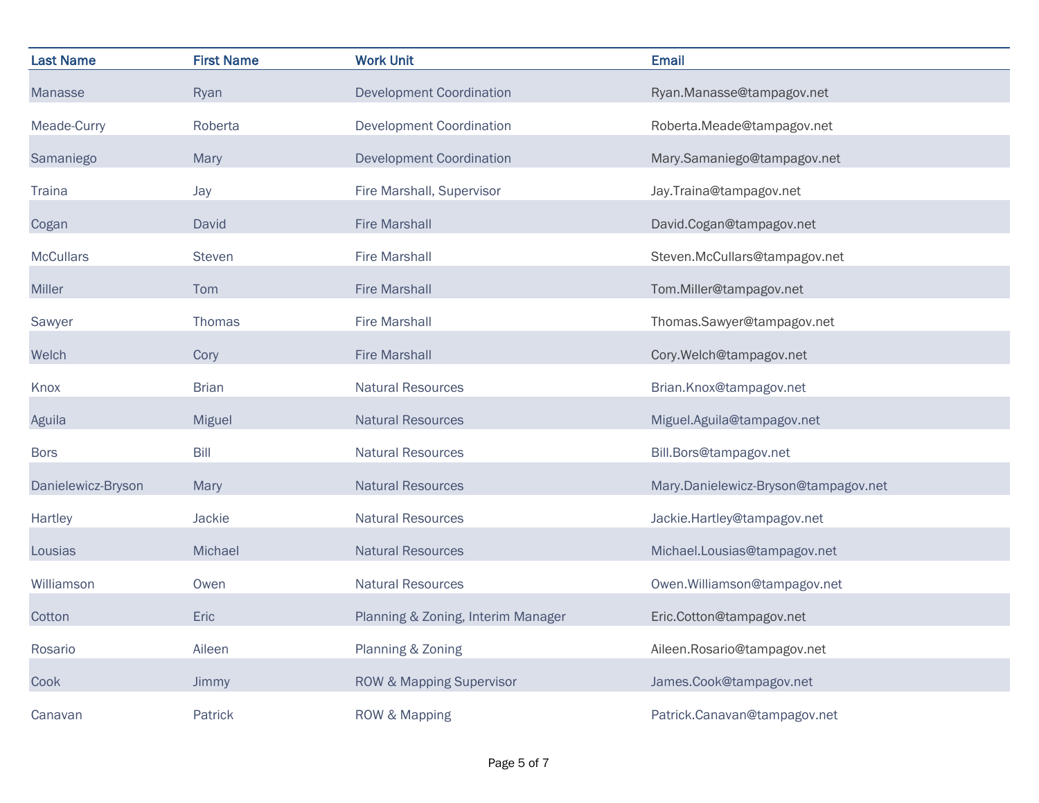| Last Name | First Name | Work Unit | Email |
|---|---|---|---|
| Manasse | Ryan | Development Coordination | Ryan.Manasse@tampagov.net |
| Meade-Curry | Roberta | Development Coordination | Roberta.Meade@tampagov.net |
| Samaniego | Mary | Development Coordination | Mary.Samaniego@tampagov.net |
| Traina | Jay | Fire Marshall, Supervisor | Jay.Traina@tampagov.net |
| Cogan | David | Fire Marshall | David.Cogan@tampagov.net |
| McCullars | Steven | Fire Marshall | Steven.McCullars@tampagov.net |
| Miller | Tom | Fire Marshall | Tom.Miller@tampagov.net |
| Sawyer | Thomas | Fire Marshall | Thomas.Sawyer@tampagov.net |
| Welch | Cory | Fire Marshall | Cory.Welch@tampagov.net |
| Knox | Brian | Natural Resources | Brian.Knox@tampagov.net |
| Aguila | Miguel | Natural Resources | Miguel.Aguila@tampagov.net |
| Bors | Bill | Natural Resources | Bill.Bors@tampagov.net |
| Danielewicz-Bryson | Mary | Natural Resources | Mary.Danielewicz-Bryson@tampagov.net |
| Hartley | Jackie | Natural Resources | Jackie.Hartley@tampagov.net |
| Lousias | Michael | Natural Resources | Michael.Lousias@tampagov.net |
| Williamson | Owen | Natural Resources | Owen.Williamson@tampagov.net |
| Cotton | Eric | Planning & Zoning, Interim Manager | Eric.Cotton@tampagov.net |
| Rosario | Aileen | Planning & Zoning | Aileen.Rosario@tampagov.net |
| Cook | Jimmy | ROW & Mapping Supervisor | James.Cook@tampagov.net |
| Canavan | Patrick | ROW & Mapping | Patrick.Canavan@tampagov.net |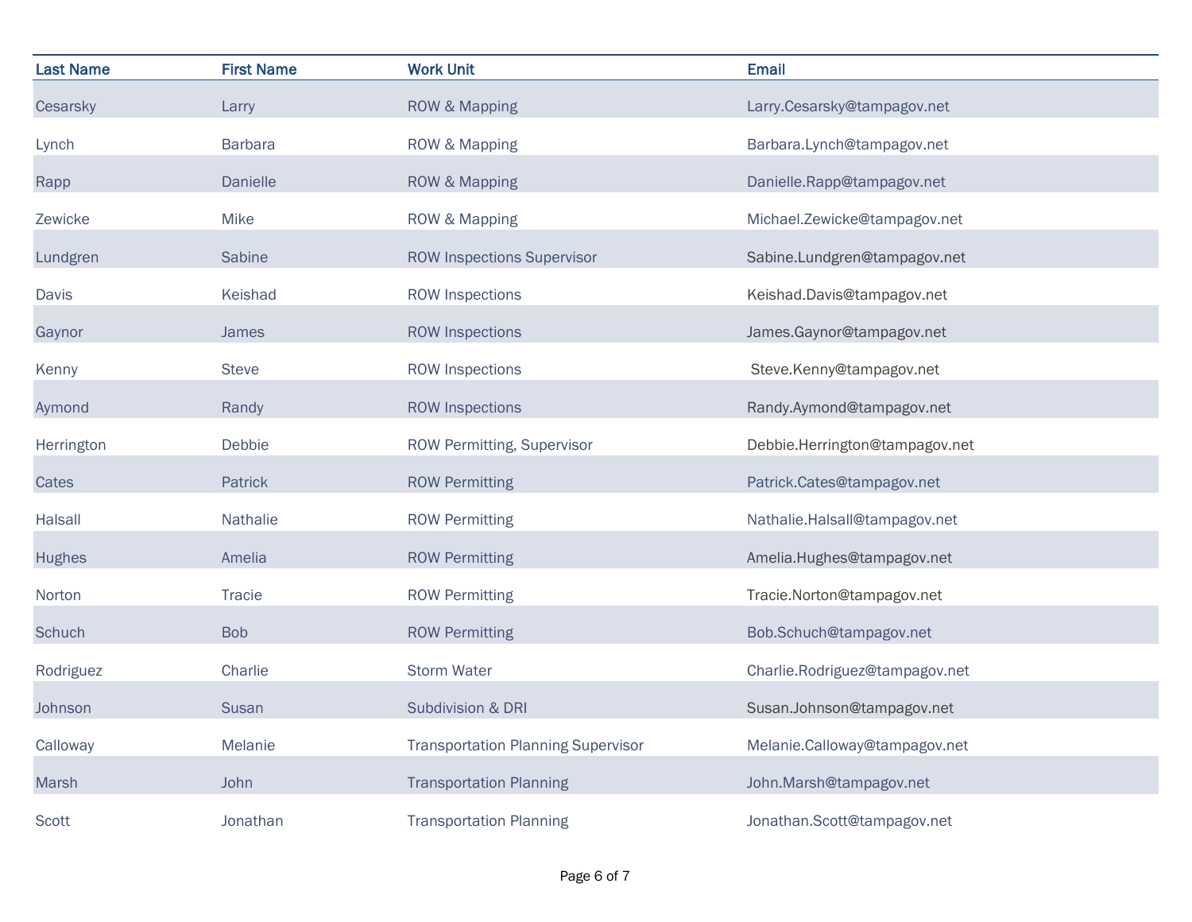| Last Name | First Name | Work Unit | Email |
|---|---|---|---|
| Cesarsky | Larry | ROW & Mapping | Larry.Cesarsky@tampagov.net |
| Lynch | Barbara | ROW & Mapping | Barbara.Lynch@tampagov.net |
| Rapp | Danielle | ROW & Mapping | Danielle.Rapp@tampagov.net |
| Zewicke | Mike | ROW & Mapping | Michael.Zewicke@tampagov.net |
| Lundgren | Sabine | ROW Inspections Supervisor | Sabine.Lundgren@tampagov.net |
| Davis | Keishad | ROW Inspections | Keishad.Davis@tampagov.net |
| Gaynor | James | ROW Inspections | James.Gaynor@tampagov.net |
| Kenny | Steve | ROW Inspections | Steve.Kenny@tampagov.net |
| Aymond | Randy | ROW Inspections | Randy.Aymond@tampagov.net |
| Herrington | Debbie | ROW Permitting, Supervisor | Debbie.Herrington@tampagov.net |
| Cates | Patrick | ROW Permitting | Patrick.Cates@tampagov.net |
| Halsall | Nathalie | ROW Permitting | Nathalie.Halsall@tampagov.net |
| Hughes | Amelia | ROW Permitting | Amelia.Hughes@tampagov.net |
| Norton | Tracie | ROW Permitting | Tracie.Norton@tampagov.net |
| Schuch | Bob | ROW Permitting | Bob.Schuch@tampagov.net |
| Rodriguez | Charlie | Storm Water | Charlie.Rodriguez@tampagov.net |
| Johnson | Susan | Subdivision & DRI | Susan.Johnson@tampagov.net |
| Calloway | Melanie | Transportation Planning Supervisor | Melanie.Calloway@tampagov.net |
| Marsh | John | Transportation Planning | John.Marsh@tampagov.net |
| Scott | Jonathan | Transportation Planning | Jonathan.Scott@tampagov.net |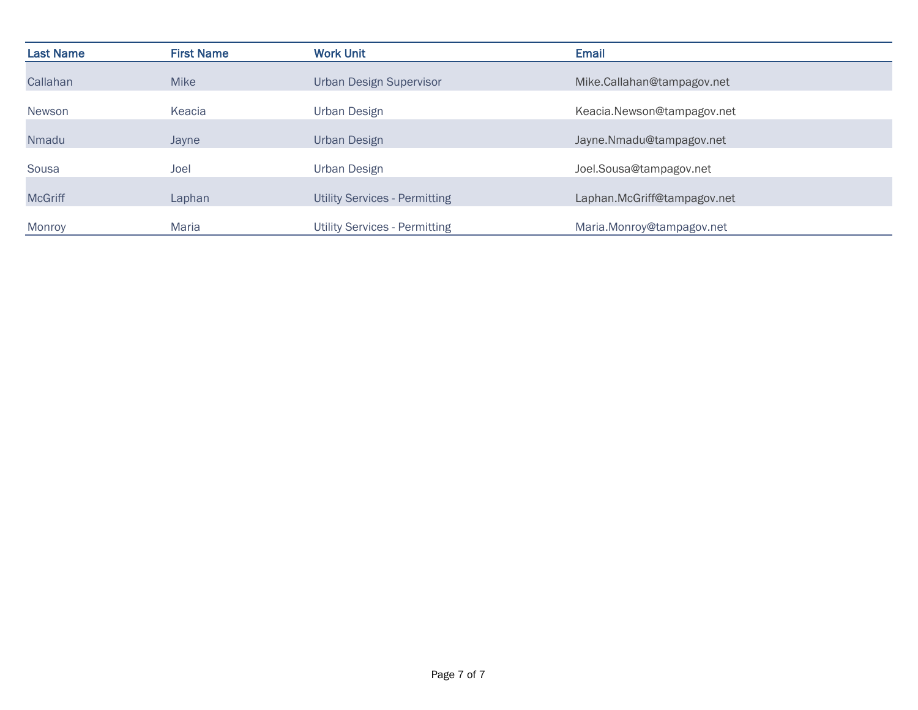| Last Name | First Name | Work Unit | Email |
|---|---|---|---|
| Callahan | Mike | Urban Design Supervisor | Mike.Callahan@tampagov.net |
| Newson | Keacia | Urban Design | Keacia.Newson@tampagov.net |
| Nmadu | Jayne | Urban Design | Jayne.Nmadu@tampagov.net |
| Sousa | Joel | Urban Design | Joel.Sousa@tampagov.net |
| McGriff | Laphan | Utility Services - Permitting | Laphan.McGriff@tampagov.net |
| Monroy | Maria | Utility Services - Permitting | Maria.Monroy@tampagov.net |